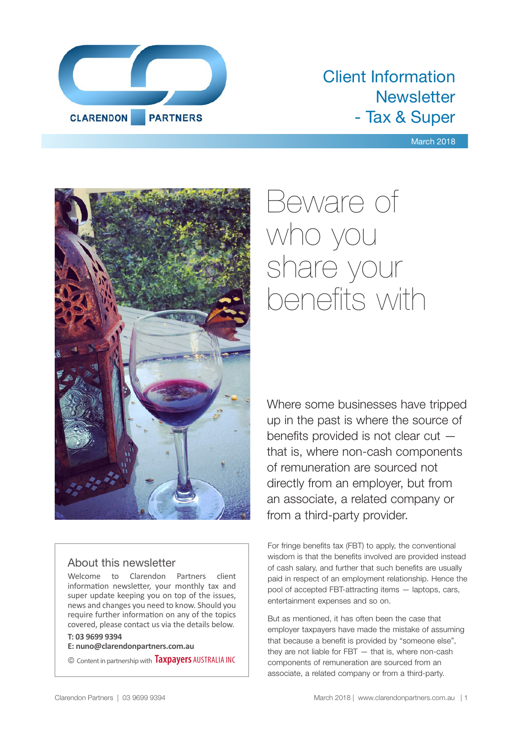# Client Information Newsletter - Tax & Super

March 2018

## Beware of who you share your benefits with

Where some businesses have tripped up in the past is where the source of benefits provided is not clear cut — that is, where non-cash components of remuneration are sourced not directly from an employer, but from an associate, a related company or from a third-party provider.

For fringe benefits tax (FBT) to apply, the conventional wisdom is that the benefits involved are provided instead of cash salary, and further that such benefits are usually paid in respect of an employment relationship. Hence the pool of accepted FBT-attracting items — laptops, cars, entertainment expenses and so on.

But as mentioned, it has often been the case that employer taxpayers have made the mistake of assuming that because a benefit is provided by "someone else", they are not liable for FBT — that is, where non-cash components of remuneration are sourced from an associate, a related company or from a third-party.

### About this newsletter

Welcome to Clarendon Partners client information newsletter, your monthly tax and super update keeping you on top of the issues, news and changes you need to know. Should you require further information on any of the topics covered, please contact us via the details below.

**T: 03 9699 9394**
**E: nuno@clarendonpartners.com.au**

© Content in partnership with Taxpayers AUSTRALIA INC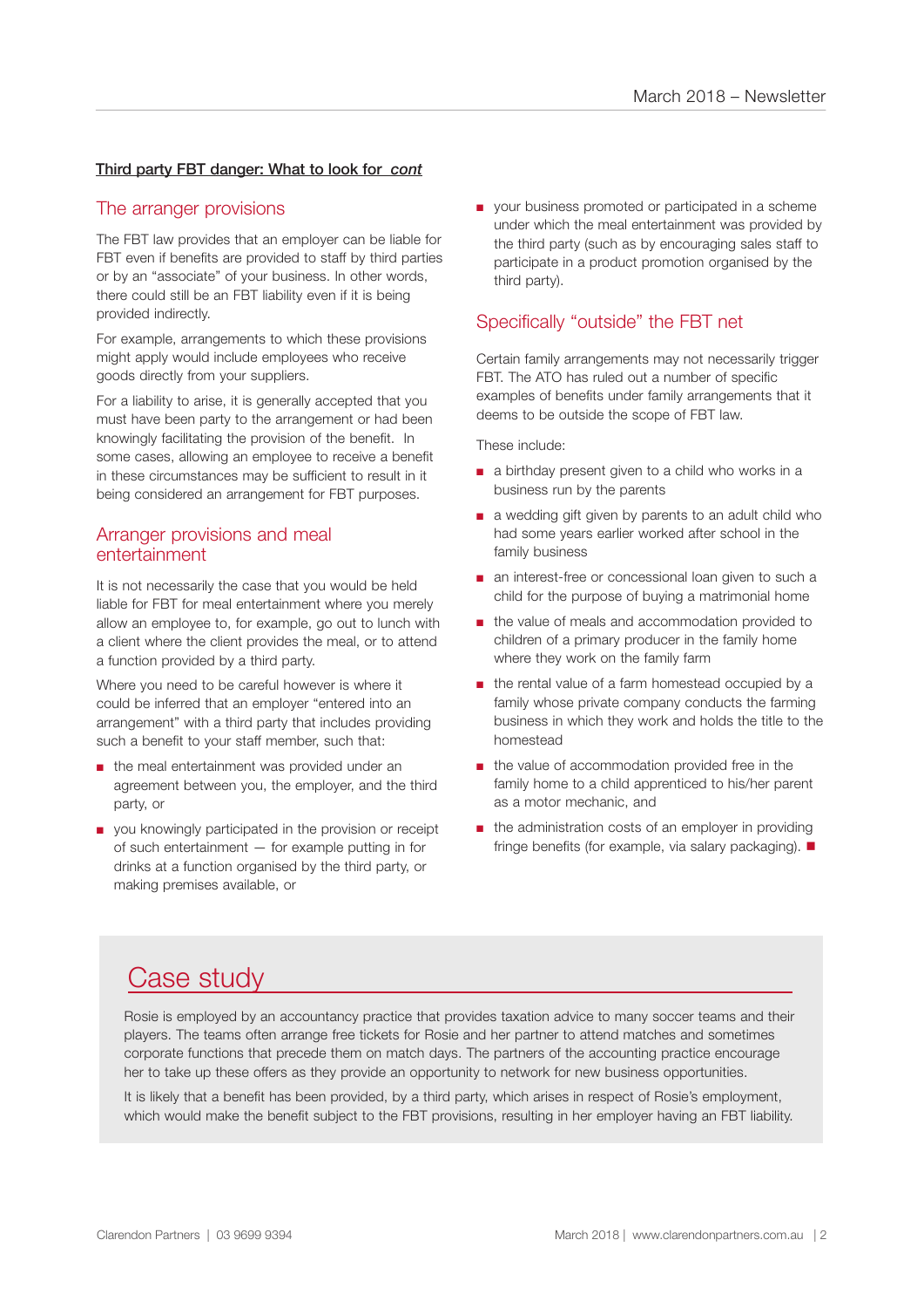**Third party FBT danger: What to look for *cont***

## The arranger provisions

The FBT law provides that an employer can be liable for FBT even if benefits are provided to staff by third parties or by an "associate" of your business. In other words, there could still be an FBT liability even if it is being provided indirectly.

For example, arrangements to which these provisions might apply would include employees who receive goods directly from your suppliers.

For a liability to arise, it is generally accepted that you must have been party to the arrangement or had been knowingly facilitating the provision of the benefit. In some cases, allowing an employee to receive a benefit in these circumstances may be sufficient to result in it being considered an arrangement for FBT purposes.

## Arranger provisions and meal entertainment

It is not necessarily the case that you would be held liable for FBT for meal entertainment where you merely allow an employee to, for example, go out to lunch with a client where the client provides the meal, or to attend a function provided by a third party.

Where you need to be careful however is where it could be inferred that an employer "entered into an arrangement" with a third party that includes providing such a benefit to your staff member, such that:

- the meal entertainment was provided under an agreement between you, the employer, and the third party, or
- you knowingly participated in the provision or receipt of such entertainment — for example putting in for drinks at a function organised by the third party, or making premises available, or
- your business promoted or participated in a scheme under which the meal entertainment was provided by the third party (such as by encouraging sales staff to participate in a product promotion organised by the third party).

## Specifically "outside" the FBT net

Certain family arrangements may not necessarily trigger FBT. The ATO has ruled out a number of specific examples of benefits under family arrangements that it deems to be outside the scope of FBT law.

These include:

- a birthday present given to a child who works in a business run by the parents
- a wedding gift given by parents to an adult child who had some years earlier worked after school in the family business
- an interest-free or concessional loan given to such a child for the purpose of buying a matrimonial home
- the value of meals and accommodation provided to children of a primary producer in the family home where they work on the family farm
- the rental value of a farm homestead occupied by a family whose private company conducts the farming business in which they work and holds the title to the homestead
- the value of accommodation provided free in the family home to a child apprenticed to his/her parent as a motor mechanic, and
- the administration costs of an employer in providing fringe benefits (for example, via salary packaging). ■

## Case study

Rosie is employed by an accountancy practice that provides taxation advice to many soccer teams and their players. The teams often arrange free tickets for Rosie and her partner to attend matches and sometimes corporate functions that precede them on match days. The partners of the accounting practice encourage her to take up these offers as they provide an opportunity to network for new business opportunities.

It is likely that a benefit has been provided, by a third party, which arises in respect of Rosie's employment, which would make the benefit subject to the FBT provisions, resulting in her employer having an FBT liability.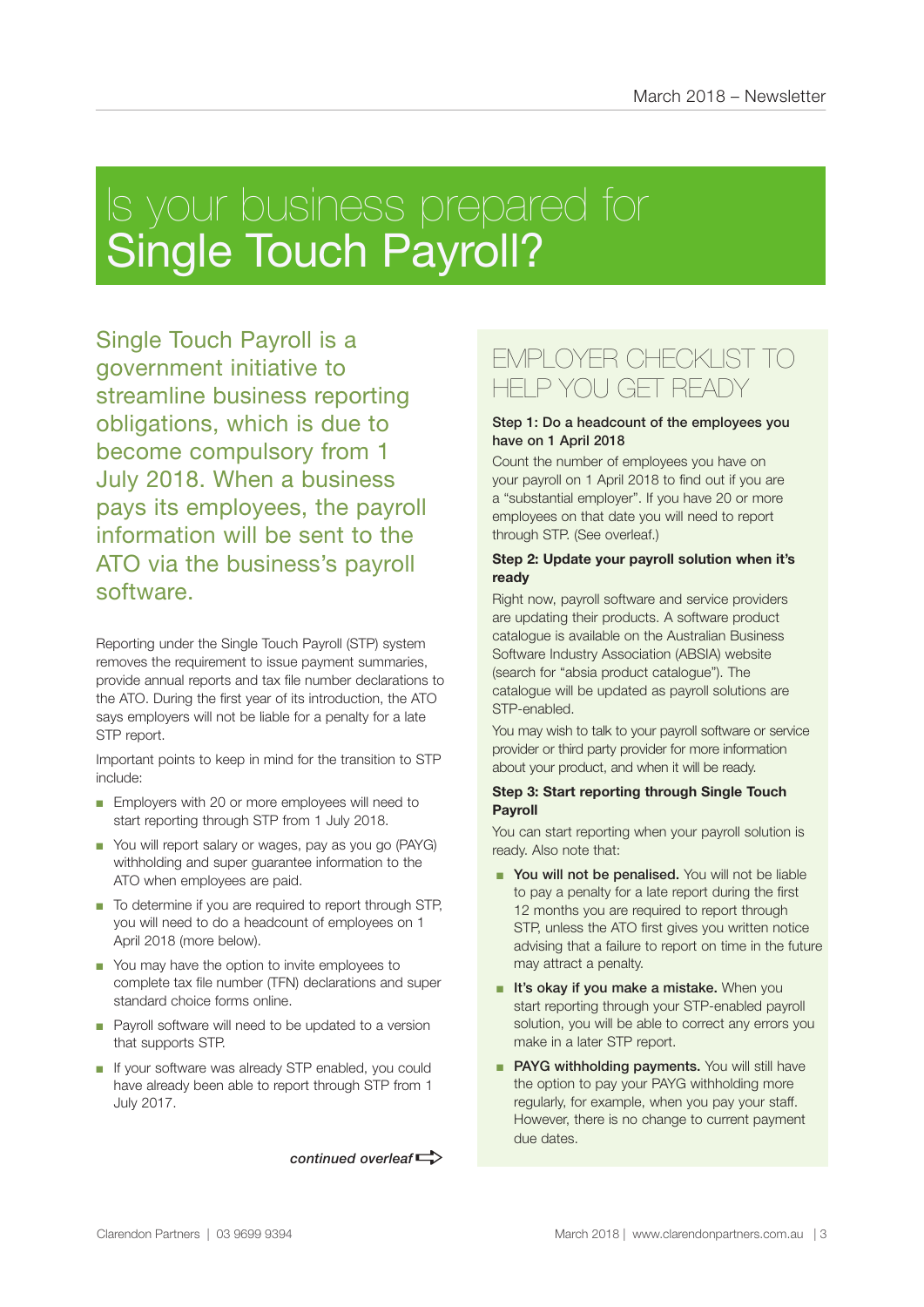# Is your business prepared for Single Touch Payroll?

Single Touch Payroll is a government initiative to streamline business reporting obligations, which is due to become compulsory from 1 July 2018. When a business pays its employees, the payroll information will be sent to the ATO via the business's payroll software.

Reporting under the Single Touch Payroll (STP) system removes the requirement to issue payment summaries, provide annual reports and tax file number declarations to the ATO. During the first year of its introduction, the ATO says employers will not be liable for a penalty for a late STP report.

Important points to keep in mind for the transition to STP include:

- Employers with 20 or more employees will need to start reporting through STP from 1 July 2018.
- You will report salary or wages, pay as you go (PAYG) withholding and super guarantee information to the ATO when employees are paid.
- To determine if you are required to report through STP, you will need to do a headcount of employees on 1 April 2018 (more below).
- You may have the option to invite employees to complete tax file number (TFN) declarations and super standard choice forms online.
- Payroll software will need to be updated to a version that supports STP.
- If your software was already STP enabled, you could have already been able to report through STP from 1 July 2017.

*continued overleaf*

## EMPLOYER CHECKLIST TO HELP YOU GET READY

**Step 1: Do a headcount of the employees you have on 1 April 2018**

Count the number of employees you have on your payroll on 1 April 2018 to find out if you are a "substantial employer". If you have 20 or more employees on that date you will need to report through STP. (See overleaf.)

**Step 2: Update your payroll solution when it's ready**

Right now, payroll software and service providers are updating their products. A software product catalogue is available on the Australian Business Software Industry Association (ABSIA) website (search for "absia product catalogue"). The catalogue will be updated as payroll solutions are STP-enabled.

You may wish to talk to your payroll software or service provider or third party provider for more information about your product, and when it will be ready.

**Step 3: Start reporting through Single Touch Payroll**

You can start reporting when your payroll solution is ready. Also note that:

- **You will not be penalised.** You will not be liable to pay a penalty for a late report during the first 12 months you are required to report through STP, unless the ATO first gives you written notice advising that a failure to report on time in the future may attract a penalty.
- **It's okay if you make a mistake.** When you start reporting through your STP-enabled payroll solution, you will be able to correct any errors you make in a later STP report.
- **PAYG withholding payments.** You will still have the option to pay your PAYG withholding more regularly, for example, when you pay your staff. However, there is no change to current payment due dates.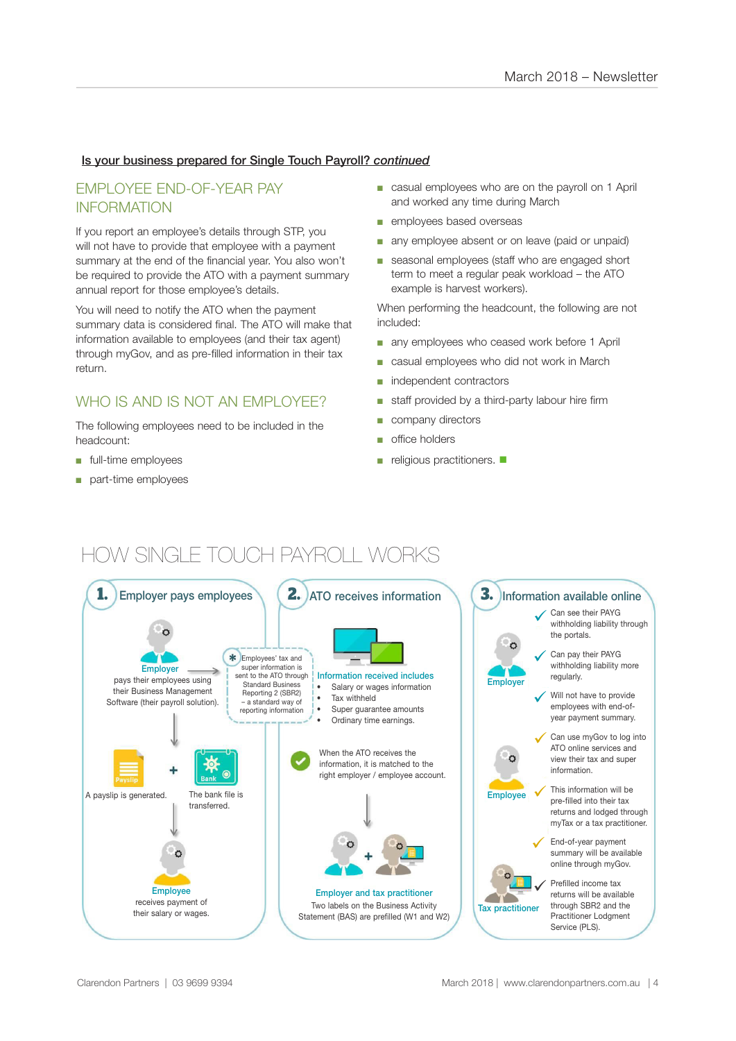**Is your business prepared for Single Touch Payroll? *continued***

## EMPLOYEE END-OF-YEAR PAY INFORMATION

If you report an employee's details through STP, you will not have to provide that employee with a payment summary at the end of the financial year. You also won't be required to provide the ATO with a payment summary annual report for those employee's details.

You will need to notify the ATO when the payment summary data is considered final. The ATO will make that information available to employees (and their tax agent) through myGov, and as pre-filled information in their tax return.

## WHO IS AND IS NOT AN EMPLOYEE?

The following employees need to be included in the headcount:

- full-time employees
- part-time employees
- casual employees who are on the payroll on 1 April and worked any time during March
- employees based overseas
- any employee absent or on leave (paid or unpaid)
- seasonal employees (staff who are engaged short term to meet a regular peak workload – the ATO example is harvest workers).

When performing the headcount, the following are not included:

- any employees who ceased work before 1 April
- casual employees who did not work in March
- independent contractors
- staff provided by a third-party labour hire firm
- company directors
- office holders
- religious practitioners.

# HOW SINGLE TOUCH PAYROLL WORKS

### 1. Employer pays employees

**Employer** pays their employees using their Business Management Software (their payroll solution).

Employees' tax and super information is sent to the ATO through Standard Business Reporting 2 (SBR2) – a standard way of reporting information

Payslip — A payslip is generated.

Bank — The bank file is transferred.

**Employee** receives payment of their salary or wages.

### 2. ATO receives information

**Information received includes**

- Salary or wages information
- Tax withheld
- Super guarantee amounts
- Ordinary time earnings.

When the ATO receives the information, it is matched to the right employer / employee account.

**Employer and tax practitioner**

Two labels on the Business Activity Statement (BAS) are prefilled (W1 and W2)

### 3. Information available online

**Employer**

- Can see their PAYG withholding liability through the portals.
- Can pay their PAYG withholding liability more regularly.
- Will not have to provide employees with end-of-year payment summary.

**Employee**

- Can use myGov to log into ATO online services and view their tax and super information.
- This information will be pre-filled into their tax returns and lodged through myTax or a tax practitioner.
- End-of-year payment summary will be available online through myGov.

**Tax practitioner**

- Prefilled income tax returns will be available through SBR2 and the Practitioner Lodgment Service (PLS).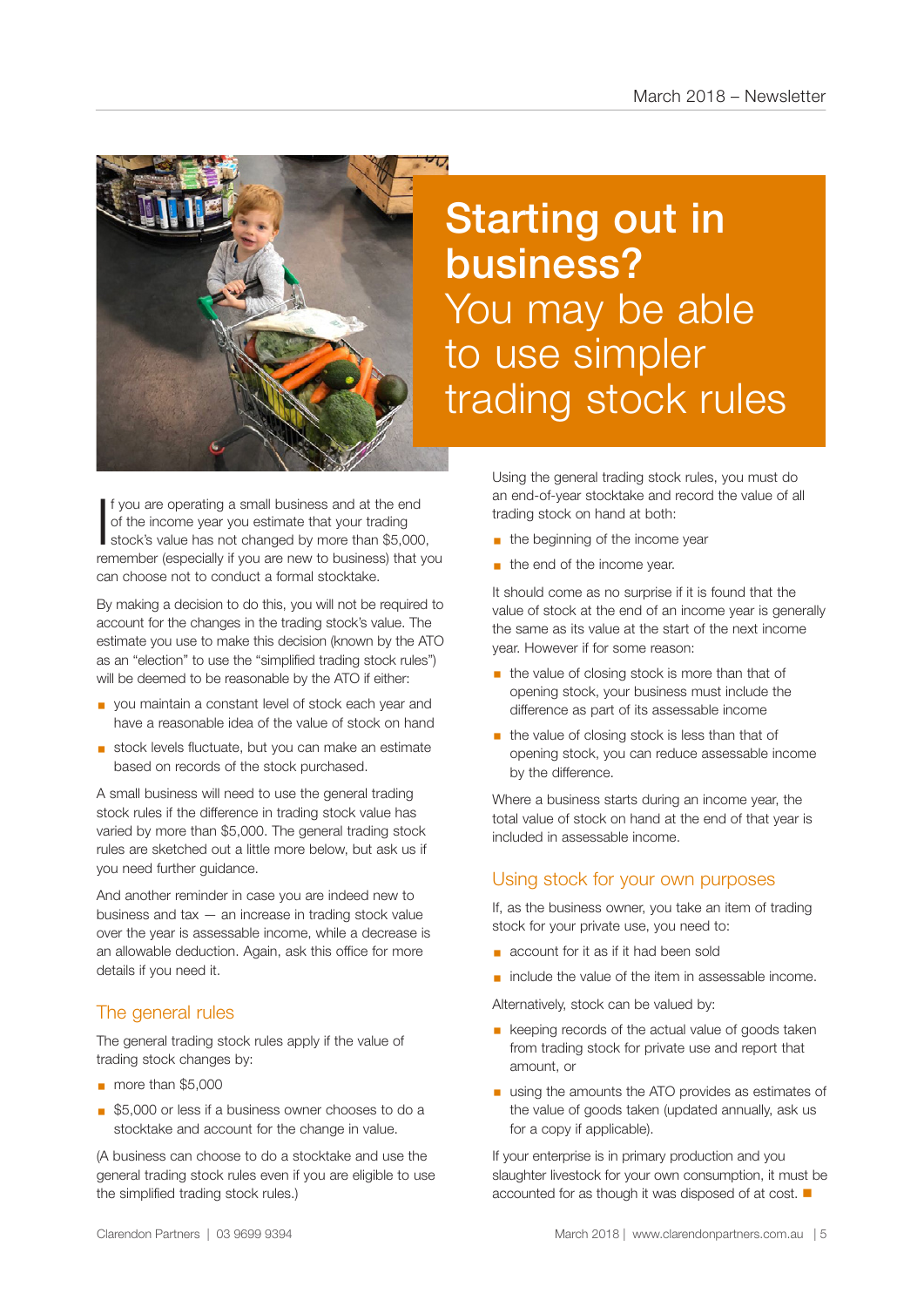# Starting out in business? You may be able to use simpler trading stock rules

If you are operating a small business and at the end of the income year you estimate that your trading stock's value has not changed by more than $5,000, remember (especially if you are new to business) that you can choose not to conduct a formal stocktake.

By making a decision to do this, you will not be required to account for the changes in the trading stock's value. The estimate you use to make this decision (known by the ATO as an "election" to use the "simplified trading stock rules") will be deemed to be reasonable by the ATO if either:

- you maintain a constant level of stock each year and have a reasonable idea of the value of stock on hand
- stock levels fluctuate, but you can make an estimate based on records of the stock purchased.

A small business will need to use the general trading stock rules if the difference in trading stock value has varied by more than $5,000. The general trading stock rules are sketched out a little more below, but ask us if you need further guidance.

And another reminder in case you are indeed new to business and tax — an increase in trading stock value over the year is assessable income, while a decrease is an allowable deduction. Again, ask this office for more details if you need it.

## The general rules

The general trading stock rules apply if the value of trading stock changes by:

- more than $5,000
- $5,000 or less if a business owner chooses to do a stocktake and account for the change in value.

(A business can choose to do a stocktake and use the general trading stock rules even if you are eligible to use the simplified trading stock rules.)

Using the general trading stock rules, you must do an end-of-year stocktake and record the value of all trading stock on hand at both:

- the beginning of the income year
- the end of the income year.

It should come as no surprise if it is found that the value of stock at the end of an income year is generally the same as its value at the start of the next income year. However if for some reason:

- the value of closing stock is more than that of opening stock, your business must include the difference as part of its assessable income
- the value of closing stock is less than that of opening stock, you can reduce assessable income by the difference.

Where a business starts during an income year, the total value of stock on hand at the end of that year is included in assessable income.

## Using stock for your own purposes

If, as the business owner, you take an item of trading stock for your private use, you need to:

- account for it as if it had been sold
- include the value of the item in assessable income.

Alternatively, stock can be valued by:

- keeping records of the actual value of goods taken from trading stock for private use and report that amount, or
- using the amounts the ATO provides as estimates of the value of goods taken (updated annually, ask us for a copy if applicable).

If your enterprise is in primary production and you slaughter livestock for your own consumption, it must be accounted for as though it was disposed of at cost. ■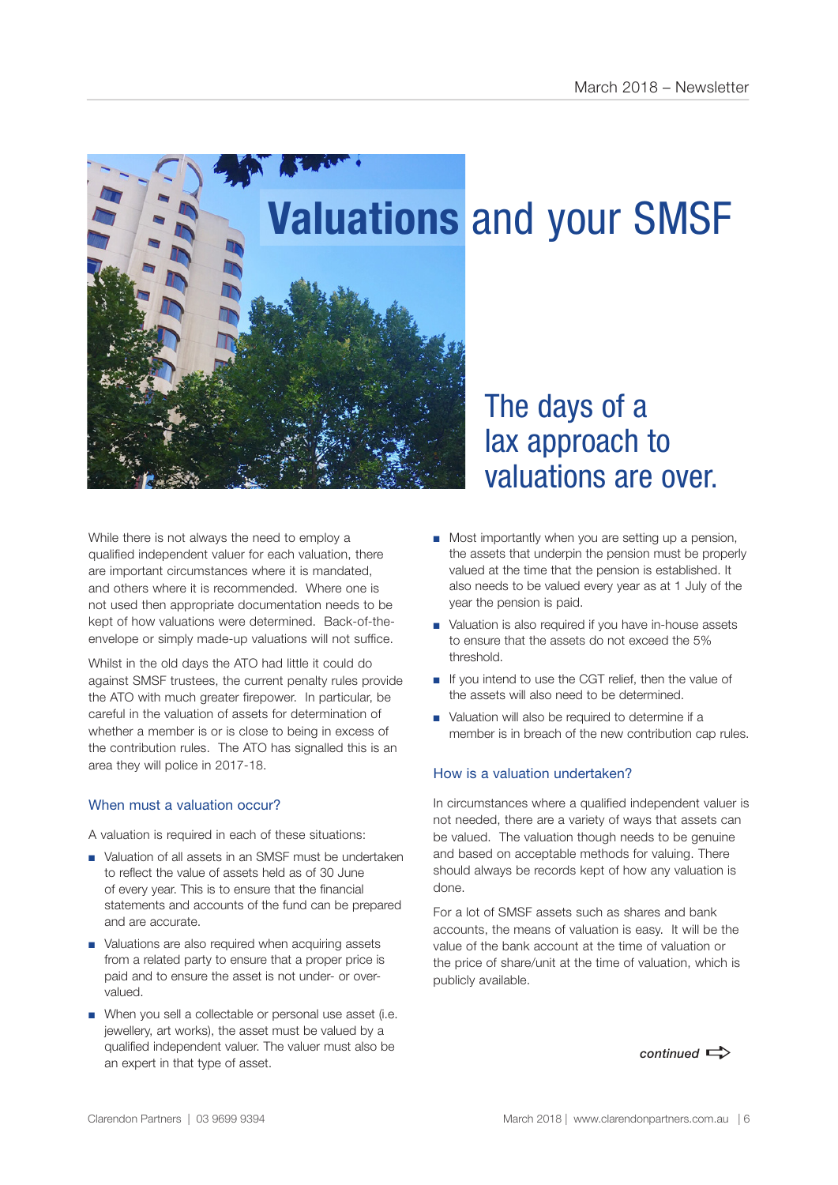# Valuations and your SMSF

## The days of a lax approach to valuations are over.

While there is not always the need to employ a qualified independent valuer for each valuation, there are important circumstances where it is mandated, and others where it is recommended. Where one is not used then appropriate documentation needs to be kept of how valuations were determined. Back-of-the-envelope or simply made-up valuations will not suffice.

Whilst in the old days the ATO had little it could do against SMSF trustees, the current penalty rules provide the ATO with much greater firepower. In particular, be careful in the valuation of assets for determination of whether a member is or is close to being in excess of the contribution rules. The ATO has signalled this is an area they will police in 2017-18.

### When must a valuation occur?

A valuation is required in each of these situations:

- Valuation of all assets in an SMSF must be undertaken to reflect the value of assets held as of 30 June of every year. This is to ensure that the financial statements and accounts of the fund can be prepared and are accurate.
- Valuations are also required when acquiring assets from a related party to ensure that a proper price is paid and to ensure the asset is not under- or over-valued.
- When you sell a collectable or personal use asset (i.e. jewellery, art works), the asset must be valued by a qualified independent valuer. The valuer must also be an expert in that type of asset.
- Most importantly when you are setting up a pension, the assets that underpin the pension must be properly valued at the time that the pension is established. It also needs to be valued every year as at 1 July of the year the pension is paid.
- Valuation is also required if you have in-house assets to ensure that the assets do not exceed the 5% threshold.
- If you intend to use the CGT relief, then the value of the assets will also need to be determined.
- Valuation will also be required to determine if a member is in breach of the new contribution cap rules.

### How is a valuation undertaken?

In circumstances where a qualified independent valuer is not needed, there are a variety of ways that assets can be valued. The valuation though needs to be genuine and based on acceptable methods for valuing. There should always be records kept of how any valuation is done.

For a lot of SMSF assets such as shares and bank accounts, the means of valuation is easy. It will be the value of the bank account at the time of valuation or the price of share/unit at the time of valuation, which is publicly available.

*continued*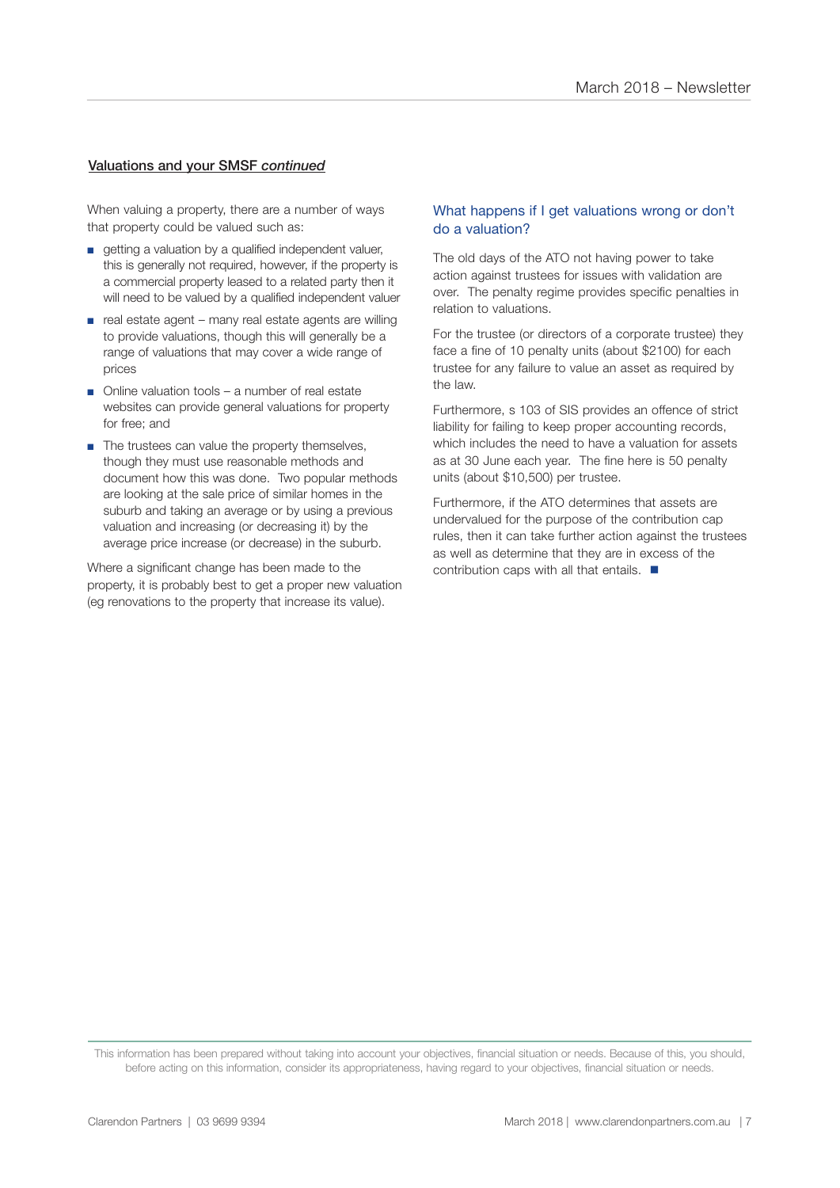**<u>Valuations and your SMSF *continued*</u>**

When valuing a property, there are a number of ways that property could be valued such as:

- getting a valuation by a qualified independent valuer, this is generally not required, however, if the property is a commercial property leased to a related party then it will need to be valued by a qualified independent valuer
- real estate agent – many real estate agents are willing to provide valuations, though this will generally be a range of valuations that may cover a wide range of prices
- Online valuation tools – a number of real estate websites can provide general valuations for property for free; and
- The trustees can value the property themselves, though they must use reasonable methods and document how this was done. Two popular methods are looking at the sale price of similar homes in the suburb and taking an average or by using a previous valuation and increasing (or decreasing it) by the average price increase (or decrease) in the suburb.

Where a significant change has been made to the property, it is probably best to get a proper new valuation (eg renovations to the property that increase its value).

### What happens if I get valuations wrong or don't do a valuation?

The old days of the ATO not having power to take action against trustees for issues with validation are over. The penalty regime provides specific penalties in relation to valuations.

For the trustee (or directors of a corporate trustee) they face a fine of 10 penalty units (about $2100) for each trustee for any failure to value an asset as required by the law.

Furthermore, s 103 of SIS provides an offence of strict liability for failing to keep proper accounting records, which includes the need to have a valuation for assets as at 30 June each year. The fine here is 50 penalty units (about $10,500) per trustee.

Furthermore, if the ATO determines that assets are undervalued for the purpose of the contribution cap rules, then it can take further action against the trustees as well as determine that they are in excess of the contribution caps with all that entails. ■

This information has been prepared without taking into account your objectives, financial situation or needs. Because of this, you should, before acting on this information, consider its appropriateness, having regard to your objectives, financial situation or needs.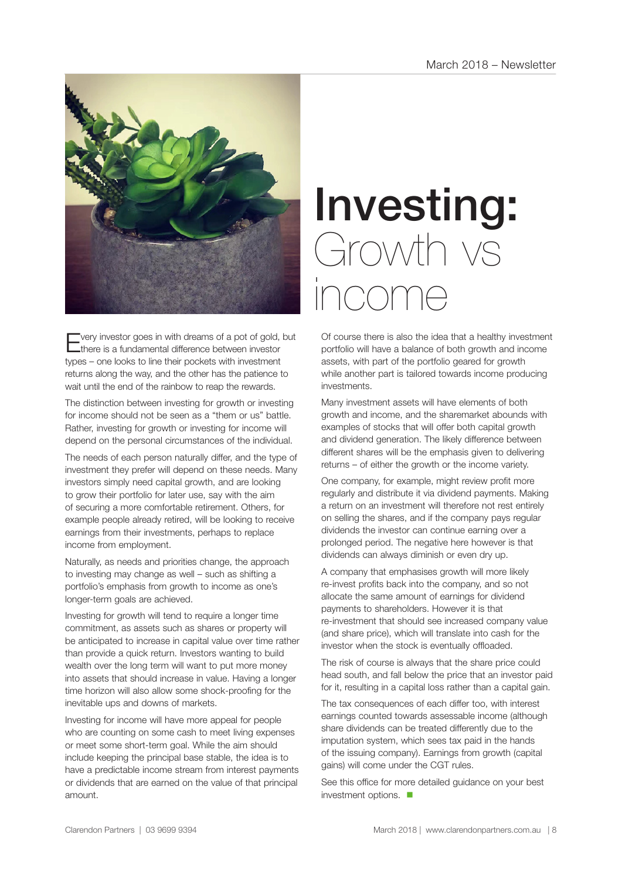# Investing: Growth vs income

Every investor goes in with dreams of a pot of gold, but there is a fundamental difference between investor types – one looks to line their pockets with investment returns along the way, and the other has the patience to wait until the end of the rainbow to reap the rewards.

The distinction between investing for growth or investing for income should not be seen as a "them or us" battle. Rather, investing for growth or investing for income will depend on the personal circumstances of the individual.

The needs of each person naturally differ, and the type of investment they prefer will depend on these needs. Many investors simply need capital growth, and are looking to grow their portfolio for later use, say with the aim of securing a more comfortable retirement. Others, for example people already retired, will be looking to receive earnings from their investments, perhaps to replace income from employment.

Naturally, as needs and priorities change, the approach to investing may change as well – such as shifting a portfolio's emphasis from growth to income as one's longer-term goals are achieved.

Investing for growth will tend to require a longer time commitment, as assets such as shares or property will be anticipated to increase in capital value over time rather than provide a quick return. Investors wanting to build wealth over the long term will want to put more money into assets that should increase in value. Having a longer time horizon will also allow some shock-proofing for the inevitable ups and downs of markets.

Investing for income will have more appeal for people who are counting on some cash to meet living expenses or meet some short-term goal. While the aim should include keeping the principal base stable, the idea is to have a predictable income stream from interest payments or dividends that are earned on the value of that principal amount.

Of course there is also the idea that a healthy investment portfolio will have a balance of both growth and income assets, with part of the portfolio geared for growth while another part is tailored towards income producing investments.

Many investment assets will have elements of both growth and income, and the sharemarket abounds with examples of stocks that will offer both capital growth and dividend generation. The likely difference between different shares will be the emphasis given to delivering returns – of either the growth or the income variety.

One company, for example, might review profit more regularly and distribute it via dividend payments. Making a return on an investment will therefore not rest entirely on selling the shares, and if the company pays regular dividends the investor can continue earning over a prolonged period. The negative here however is that dividends can always diminish or even dry up.

A company that emphasises growth will more likely re-invest profits back into the company, and so not allocate the same amount of earnings for dividend payments to shareholders. However it is that re-investment that should see increased company value (and share price), which will translate into cash for the investor when the stock is eventually offloaded.

The risk of course is always that the share price could head south, and fall below the price that an investor paid for it, resulting in a capital loss rather than a capital gain.

The tax consequences of each differ too, with interest earnings counted towards assessable income (although share dividends can be treated differently due to the imputation system, which sees tax paid in the hands of the issuing company). Earnings from growth (capital gains) will come under the CGT rules.

See this office for more detailed guidance on your best investment options. ■